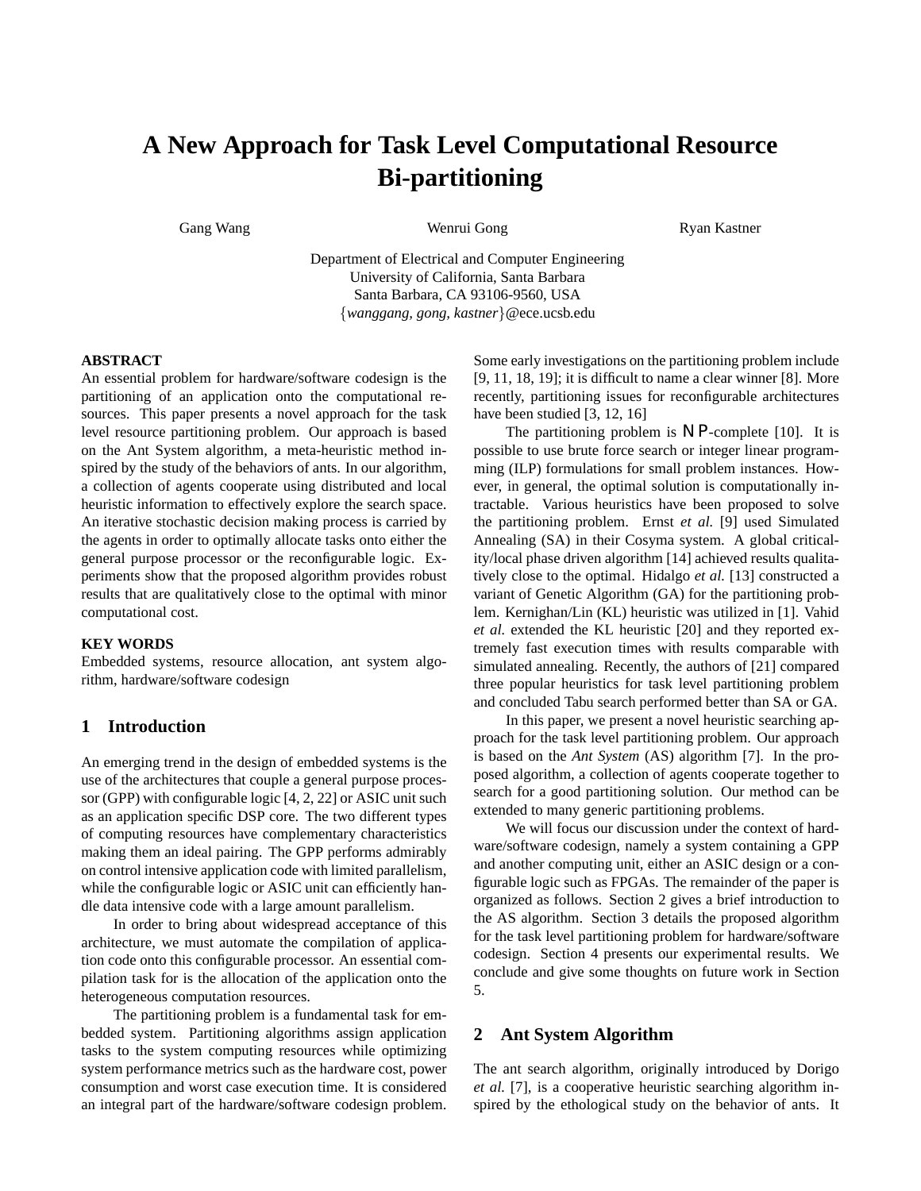# A New Approach for Task Level Computational Resource Bi-partitioning

Gang Wang — Wenrui Gong — Ryan Kastner

Department of Electrical and Computer Engineering
University of California, Santa Barbara
Santa Barbara, CA 93106-9560, USA
{*wanggang, gong, kastner*}@ece.ucsb.edu

### ABSTRACT

An essential problem for hardware/software codesign is the partitioning of an application onto the computational resources. This paper presents a novel approach for the task level resource partitioning problem. Our approach is based on the Ant System algorithm, a meta-heuristic method inspired by the study of the behaviors of ants. In our algorithm, a collection of agents cooperate using distributed and local heuristic information to effectively explore the search space. An iterative stochastic decision making process is carried by the agents in order to optimally allocate tasks onto either the general purpose processor or the reconfigurable logic. Experiments show that the proposed algorithm provides robust results that are qualitatively close to the optimal with minor computational cost.

### KEY WORDS

Embedded systems, resource allocation, ant system algorithm, hardware/software codesign

## 1 Introduction

An emerging trend in the design of embedded systems is the use of the architectures that couple a general purpose processor (GPP) with configurable logic [4, 2, 22] or ASIC unit such as an application specific DSP core. The two different types of computing resources have complementary characteristics making them an ideal pairing. The GPP performs admirably on control intensive application code with limited parallelism, while the configurable logic or ASIC unit can efficiently handle data intensive code with a large amount parallelism.

In order to bring about widespread acceptance of this architecture, we must automate the compilation of application code onto this configurable processor. An essential compilation task for is the allocation of the application onto the heterogeneous computation resources.

The partitioning problem is a fundamental task for embedded system. Partitioning algorithms assign application tasks to the system computing resources while optimizing system performance metrics such as the hardware cost, power consumption and worst case execution time. It is considered an integral part of the hardware/software codesign problem. Some early investigations on the partitioning problem include [9, 11, 18, 19]; it is difficult to name a clear winner [8]. More recently, partitioning issues for reconfigurable architectures have been studied [3, 12, 16]

The partitioning problem is $\mathcal{NP}$-complete [10]. It is possible to use brute force search or integer linear programming (ILP) formulations for small problem instances. However, in general, the optimal solution is computationally intractable. Various heuristics have been proposed to solve the partitioning problem. Ernst *et al.* [9] used Simulated Annealing (SA) in their Cosyma system. A global criticality/local phase driven algorithm [14] achieved results qualitatively close to the optimal. Hidalgo *et al.* [13] constructed a variant of Genetic Algorithm (GA) for the partitioning problem. Kernighan/Lin (KL) heuristic was utilized in [1]. Vahid *et al.* extended the KL heuristic [20] and they reported extremely fast execution times with results comparable with simulated annealing. Recently, the authors of [21] compared three popular heuristics for task level partitioning problem and concluded Tabu search performed better than SA or GA.

In this paper, we present a novel heuristic searching approach for the task level partitioning problem. Our approach is based on the *Ant System* (AS) algorithm [7]. In the proposed algorithm, a collection of agents cooperate together to search for a good partitioning solution. Our method can be extended to many generic partitioning problems.

We will focus our discussion under the context of hardware/software codesign, namely a system containing a GPP and another computing unit, either an ASIC design or a configurable logic such as FPGAs. The remainder of the paper is organized as follows. Section 2 gives a brief introduction to the AS algorithm. Section 3 details the proposed algorithm for the task level partitioning problem for hardware/software codesign. Section 4 presents our experimental results. We conclude and give some thoughts on future work in Section 5.

## 2 Ant System Algorithm

The ant search algorithm, originally introduced by Dorigo *et al.* [7], is a cooperative heuristic searching algorithm inspired by the ethological study on the behavior of ants. It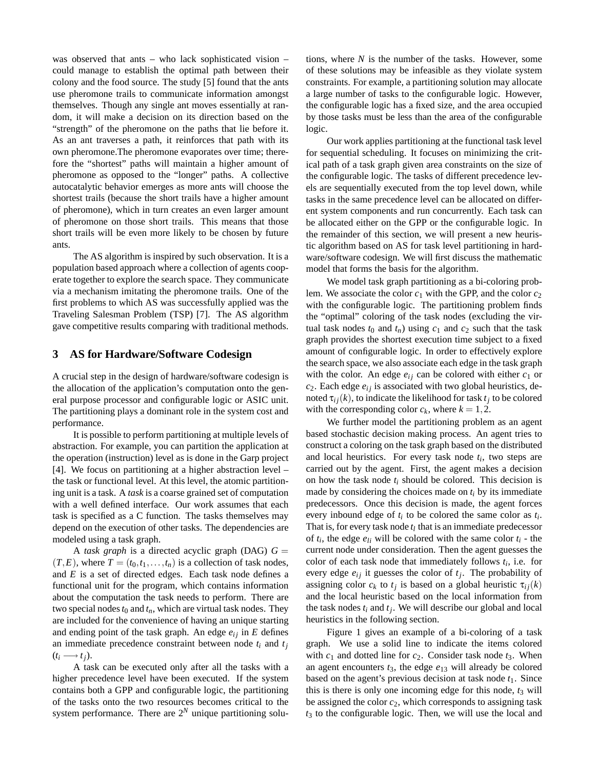was observed that ants – who lack sophisticated vision – could manage to establish the optimal path between their colony and the food source. The study [5] found that the ants use pheromone trails to communicate information amongst themselves. Though any single ant moves essentially at random, it will make a decision on its direction based on the "strength" of the pheromone on the paths that lie before it. As an ant traverses a path, it reinforces that path with its own pheromone.The pheromone evaporates over time; therefore the "shortest" paths will maintain a higher amount of pheromone as opposed to the "longer" paths. A collective autocatalytic behavior emerges as more ants will choose the shortest trails (because the short trails have a higher amount of pheromone), which in turn creates an even larger amount of pheromone on those short trails. This means that those short trails will be even more likely to be chosen by future ants.

The AS algorithm is inspired by such observation. It is a population based approach where a collection of agents cooperate together to explore the search space. They communicate via a mechanism imitating the pheromone trails. One of the first problems to which AS was successfully applied was the Traveling Salesman Problem (TSP) [7]. The AS algorithm gave competitive results comparing with traditional methods.

## 3 AS for Hardware/Software Codesign

A crucial step in the design of hardware/software codesign is the allocation of the application's computation onto the general purpose processor and configurable logic or ASIC unit. The partitioning plays a dominant role in the system cost and performance.

It is possible to perform partitioning at multiple levels of abstraction. For example, you can partition the application at the operation (instruction) level as is done in the Garp project [4]. We focus on partitioning at a higher abstraction level – the task or functional level. At this level, the atomic partitioning unit is a task. A *task* is a coarse grained set of computation with a well defined interface. Our work assumes that each task is specified as a C function. The tasks themselves may depend on the execution of other tasks. The dependencies are modeled using a task graph.

A *task graph* is a directed acyclic graph (DAG) $G = (T, E)$, where $T = (t_0, t_1, \ldots, t_n)$ is a collection of task nodes, and $E$ is a set of directed edges. Each task node defines a functional unit for the program, which contains information about the computation the task needs to perform. There are two special nodes $t_0$ and $t_n$, which are virtual task nodes. They are included for the convenience of having an unique starting and ending point of the task graph. An edge $e_{ij}$ in $E$ defines an immediate precedence constraint between node $t_i$ and $t_j$ ($t_i \longrightarrow t_j$).

A task can be executed only after all the tasks with a higher precedence level have been executed. If the system contains both a GPP and configurable logic, the partitioning of the tasks onto the two resources becomes critical to the system performance. There are $2^N$ unique partitioning solutions, where $N$ is the number of the tasks. However, some of these solutions may be infeasible as they violate system constraints. For example, a partitioning solution may allocate a large number of tasks to the configurable logic. However, the configurable logic has a fixed size, and the area occupied by those tasks must be less than the area of the configurable logic.

Our work applies partitioning at the functional task level for sequential scheduling. It focuses on minimizing the critical path of a task graph given area constraints on the size of the configurable logic. The tasks of different precedence levels are sequentially executed from the top level down, while tasks in the same precedence level can be allocated on different system components and run concurrently. Each task can be allocated either on the GPP or the configurable logic. In the remainder of this section, we will present a new heuristic algorithm based on AS for task level partitioning in hardware/software codesign. We will first discuss the mathematic model that forms the basis for the algorithm.

We model task graph partitioning as a bi-coloring problem. We associate the color $c_1$ with the GPP, and the color $c_2$ with the configurable logic. The partitioning problem finds the "optimal" coloring of the task nodes (excluding the virtual task nodes $t_0$ and $t_n$) using $c_1$ and $c_2$ such that the task graph provides the shortest execution time subject to a fixed amount of configurable logic. In order to effectively explore the search space, we also associate each edge in the task graph with the color. An edge $e_{ij}$ can be colored with either $c_1$ or $c_2$. Each edge $e_{ij}$ is associated with two global heuristics, denoted $\tau_{ij}(k)$, to indicate the likelihood for task $t_j$ to be colored with the corresponding color $c_k$, where $k = 1, 2$.

We further model the partitioning problem as an agent based stochastic decision making process. An agent tries to construct a coloring on the task graph based on the distributed and local heuristics. For every task node $t_i$, two steps are carried out by the agent. First, the agent makes a decision on how the task node $t_i$ should be colored. This decision is made by considering the choices made on $t_i$ by its immediate predecessors. Once this decision is made, the agent forces every inbound edge of $t_i$ to be colored the same color as $t_i$. That is, for every task node $t_l$ that is an immediate predecessor of $t_i$, the edge $e_{li}$ will be colored with the same color $t_i$ - the current node under consideration. Then the agent guesses the color of each task node that immediately follows $t_i$, i.e. for every edge $e_{ij}$ it guesses the color of $t_j$. The probability of assigning color $c_k$ to $t_j$ is based on a global heuristic $\tau_{ij}(k)$ and the local heuristic based on the local information from the task nodes $t_i$ and $t_j$. We will describe our global and local heuristics in the following section.

Figure 1 gives an example of a bi-coloring of a task graph. We use a solid line to indicate the items colored with $c_1$ and dotted line for $c_2$. Consider task node $t_3$. When an agent encounters $t_3$, the edge $e_{13}$ will already be colored based on the agent's previous decision at task node $t_1$. Since this is there is only one incoming edge for this node, $t_3$ will be assigned the color $c_2$, which corresponds to assigning task $t_3$ to the configurable logic. Then, we will use the local and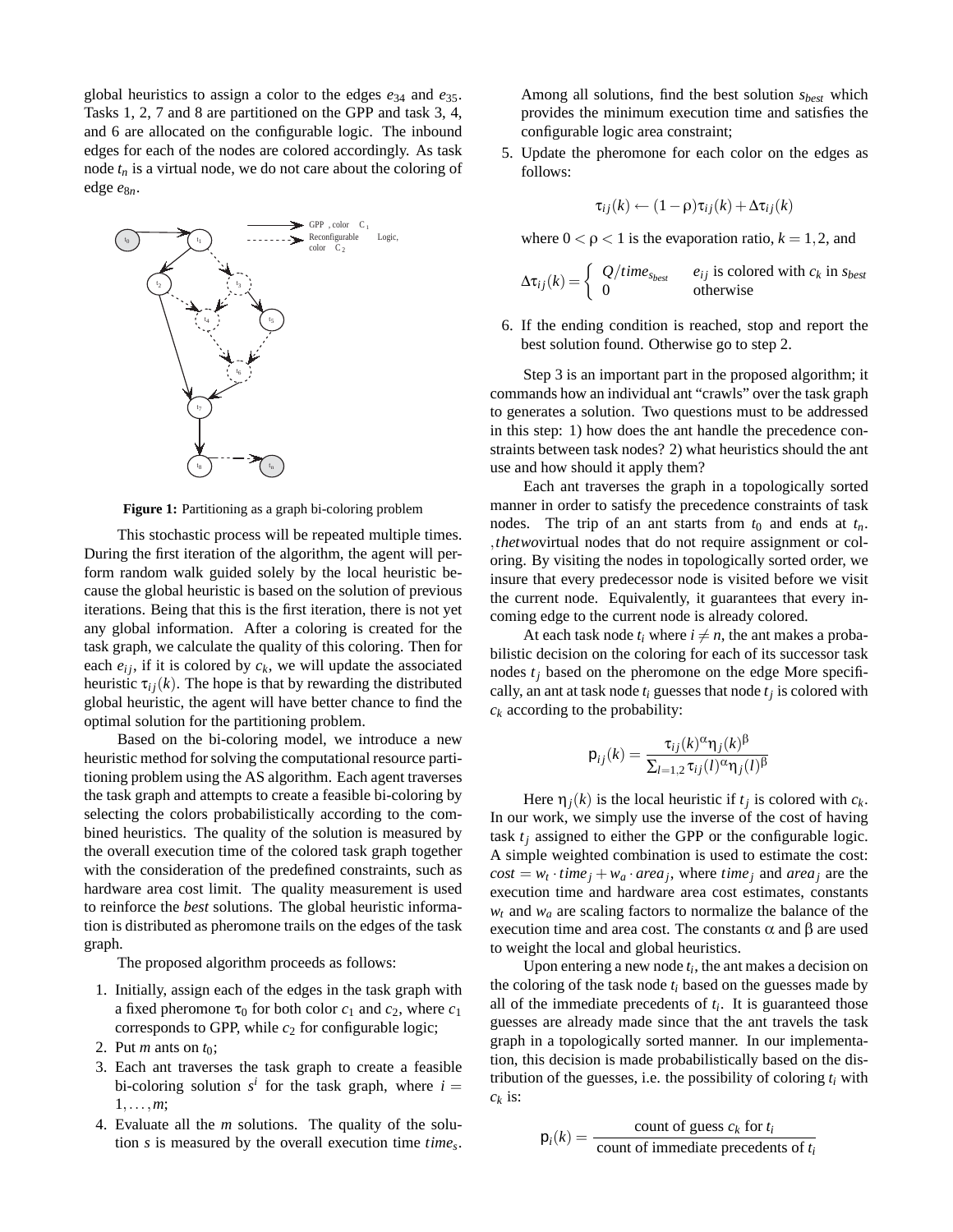global heuristics to assign a color to the edges $e_{34}$ and $e_{35}$. Tasks 1, 2, 7 and 8 are partitioned on the GPP and task 3, 4, and 6 are allocated on the configurable logic. The inbound edges for each of the nodes are colored accordingly. As task node $t_n$ is a virtual node, we do not care about the coloring of edge $e_{8n}$.

**Figure 1:** Partitioning as a graph bi-coloring problem

This stochastic process will be repeated multiple times. During the first iteration of the algorithm, the agent will perform random walk guided solely by the local heuristic because the global heuristic is based on the solution of previous iterations. Being that this is the first iteration, there is not yet any global information. After a coloring is created for the task graph, we calculate the quality of this coloring. Then for each $e_{ij}$, if it is colored by $c_k$, we will update the associated heuristic $\tau_{ij}(k)$. The hope is that by rewarding the distributed global heuristic, the agent will have better chance to find the optimal solution for the partitioning problem.

Based on the bi-coloring model, we introduce a new heuristic method for solving the computational resource partitioning problem using the AS algorithm. Each agent traverses the task graph and attempts to create a feasible bi-coloring by selecting the colors probabilistically according to the combined heuristics. The quality of the solution is measured by the overall execution time of the colored task graph together with the consideration of the predefined constraints, such as hardware area cost limit. The quality measurement is used to reinforce the *best* solutions. The global heuristic information is distributed as pheromone trails on the edges of the task graph.

The proposed algorithm proceeds as follows:

1. Initially, assign each of the edges in the task graph with a fixed pheromone $\tau_0$ for both color $c_1$ and $c_2$, where $c_1$ corresponds to GPP, while $c_2$ for configurable logic;
2. Put $m$ ants on $t_0$;
3. Each ant traverses the task graph to create a feasible bi-coloring solution $s^i$ for the task graph, where $i = 1, \ldots, m$;
4. Evaluate all the $m$ solutions. The quality of the solution $s$ is measured by the overall execution time $time_s$. Among all solutions, find the best solution $s_{best}$ which provides the minimum execution time and satisfies the configurable logic area constraint;
5. Update the pheromone for each color on the edges as follows:

$$\tau_{ij}(k) \leftarrow (1-\rho)\tau_{ij}(k) + \Delta\tau_{ij}(k)$$

where $0 < \rho < 1$ is the evaporation ratio, $k = 1, 2$, and

$$\Delta\tau_{ij}(k) = \begin{cases} Q/time_{s_{best}} & e_{ij} \text{ is colored with } c_k \text{ in } s_{best} \\ 0 & \text{otherwise} \end{cases}$$

6. If the ending condition is reached, stop and report the best solution found. Otherwise go to step 2.

Step 3 is an important part in the proposed algorithm; it commands how an individual ant "crawls" over the task graph to generates a solution. Two questions must to be addressed in this step: 1) how does the ant handle the precedence constraints between task nodes? 2) what heuristics should the ant use and how should it apply them?

Each ant traverses the graph in a topologically sorted manner in order to satisfy the precedence constraints of task nodes. The trip of an ant starts from $t_0$ and ends at $t_n$. $,thetwo$virtual nodes that do not require assignment or coloring. By visiting the nodes in topologically sorted order, we insure that every predecessor node is visited before we visit the current node. Equivalently, it guarantees that every incoming edge to the current node is already colored.

At each task node $t_i$ where $i \neq n$, the ant makes a probabilistic decision on the coloring for each of its successor task nodes $t_j$ based on the pheromone on the edge More specifically, an ant at task node $t_i$ guesses that node $t_j$ is colored with $c_k$ according to the probability:

$$p_{ij}(k) = \frac{\tau_{ij}(k)^\alpha \eta_j(k)^\beta}{\sum_{l=1,2} \tau_{ij}(l)^\alpha \eta_j(l)^\beta}$$

Here $\eta_j(k)$ is the local heuristic if $t_j$ is colored with $c_k$. In our work, we simply use the inverse of the cost of having task $t_j$ assigned to either the GPP or the configurable logic. A simple weighted combination is used to estimate the cost: $cost = w_t \cdot time_j + w_a \cdot area_j$, where $time_j$ and $area_j$ are the execution time and hardware area cost estimates, constants $w_t$ and $w_a$ are scaling factors to normalize the balance of the execution time and area cost. The constants $\alpha$ and $\beta$ are used to weight the local and global heuristics.

Upon entering a new node $t_i$, the ant makes a decision on the coloring of the task node $t_i$ based on the guesses made by all of the immediate precedents of $t_i$. It is guaranteed those guesses are already made since that the ant travels the task graph in a topologically sorted manner. In our implementation, this decision is made probabilistically based on the distribution of the guesses, i.e. the possibility of coloring $t_i$ with $c_k$ is:

$$p_i(k) = \frac{\text{count of guess } c_k \text{ for } t_i}{\text{count of immediate precedents of } t_i}$$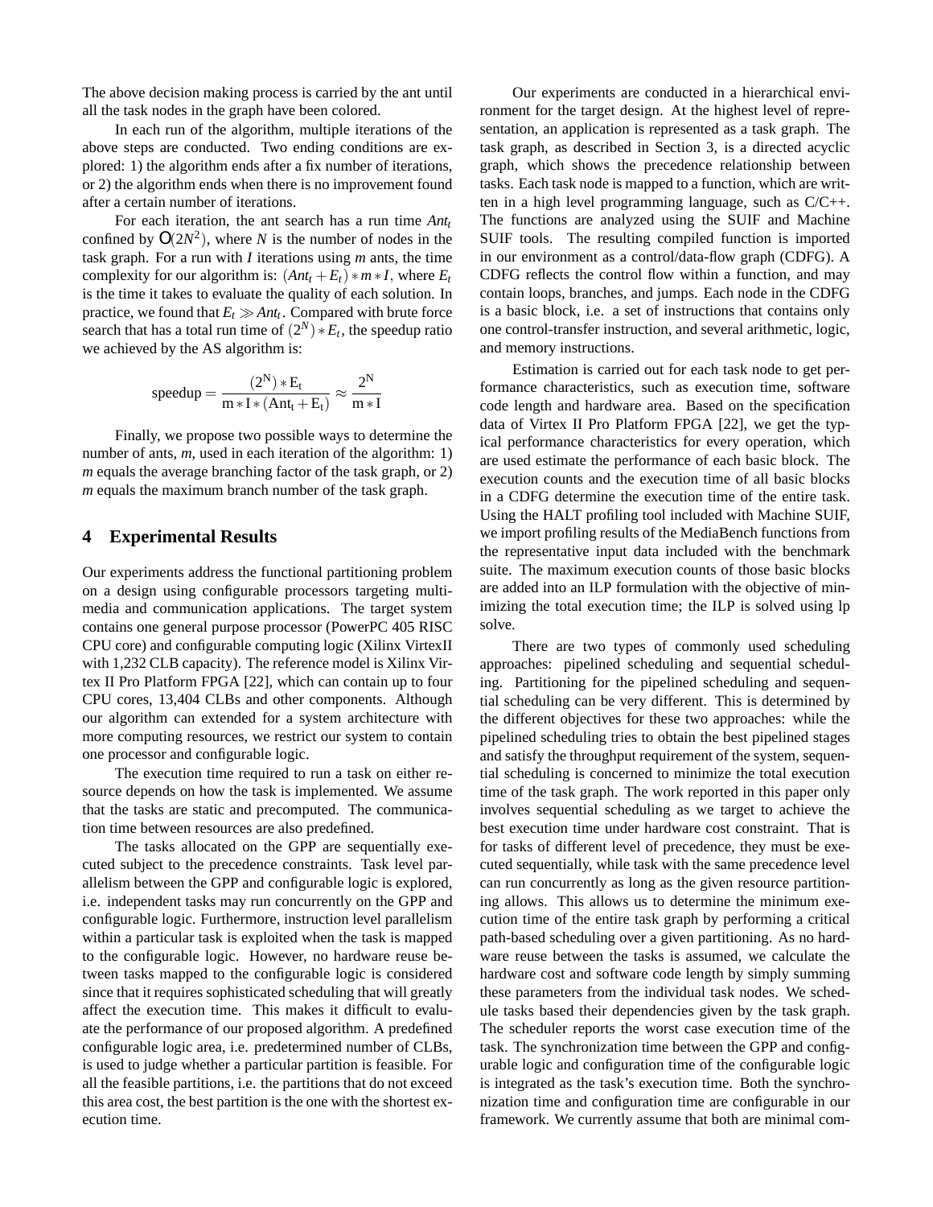The above decision making process is carried by the ant until all the task nodes in the graph have been colored.

In each run of the algorithm, multiple iterations of the above steps are conducted. Two ending conditions are explored: 1) the algorithm ends after a fix number of iterations, or 2) the algorithm ends when there is no improvement found after a certain number of iterations.

For each iteration, the ant search has a run time $Ant_t$ confined by $O(2N^2)$, where $N$ is the number of nodes in the task graph. For a run with $I$ iterations using $m$ ants, the time complexity for our algorithm is: $(Ant_t + E_t) * m * I$, where $E_t$ is the time it takes to evaluate the quality of each solution. In practice, we found that $E_t \gg Ant_t$. Compared with brute force search that has a total run time of $(2^N) * E_t$, the speedup ratio we achieved by the AS algorithm is:

$$\text{speedup} = \frac{(2^N) * E_t}{m * I * (Ant_t + E_t)} \approx \frac{2^N}{m * I}$$

Finally, we propose two possible ways to determine the number of ants, $m$, used in each iteration of the algorithm: 1) $m$ equals the average branching factor of the task graph, or 2) $m$ equals the maximum branch number of the task graph.

## 4 Experimental Results

Our experiments address the functional partitioning problem on a design using configurable processors targeting multimedia and communication applications. The target system contains one general purpose processor (PowerPC 405 RISC CPU core) and configurable computing logic (Xilinx VirtexII with 1,232 CLB capacity). The reference model is Xilinx Virtex II Pro Platform FPGA [22], which can contain up to four CPU cores, 13,404 CLBs and other components. Although our algorithm can extended for a system architecture with more computing resources, we restrict our system to contain one processor and configurable logic.

The execution time required to run a task on either resource depends on how the task is implemented. We assume that the tasks are static and precomputed. The communication time between resources are also predefined.

The tasks allocated on the GPP are sequentially executed subject to the precedence constraints. Task level parallelism between the GPP and configurable logic is explored, i.e. independent tasks may run concurrently on the GPP and configurable logic. Furthermore, instruction level parallelism within a particular task is exploited when the task is mapped to the configurable logic. However, no hardware reuse between tasks mapped to the configurable logic is considered since that it requires sophisticated scheduling that will greatly affect the execution time. This makes it difficult to evaluate the performance of our proposed algorithm. A predefined configurable logic area, i.e. predetermined number of CLBs, is used to judge whether a particular partition is feasible. For all the feasible partitions, i.e. the partitions that do not exceed this area cost, the best partition is the one with the shortest execution time.

Our experiments are conducted in a hierarchical environment for the target design. At the highest level of representation, an application is represented as a task graph. The task graph, as described in Section 3, is a directed acyclic graph, which shows the precedence relationship between tasks. Each task node is mapped to a function, which are written in a high level programming language, such as C/C++. The functions are analyzed using the SUIF and Machine SUIF tools. The resulting compiled function is imported in our environment as a control/data-flow graph (CDFG). A CDFG reflects the control flow within a function, and may contain loops, branches, and jumps. Each node in the CDFG is a basic block, i.e. a set of instructions that contains only one control-transfer instruction, and several arithmetic, logic, and memory instructions.

Estimation is carried out for each task node to get performance characteristics, such as execution time, software code length and hardware area. Based on the specification data of Virtex II Pro Platform FPGA [22], we get the typical performance characteristics for every operation, which are used estimate the performance of each basic block. The execution counts and the execution time of all basic blocks in a CDFG determine the execution time of the entire task. Using the HALT profiling tool included with Machine SUIF, we import profiling results of the MediaBench functions from the representative input data included with the benchmark suite. The maximum execution counts of those basic blocks are added into an ILP formulation with the objective of minimizing the total execution time; the ILP is solved using lp solve.

There are two types of commonly used scheduling approaches: pipelined scheduling and sequential scheduling. Partitioning for the pipelined scheduling and sequential scheduling can be very different. This is determined by the different objectives for these two approaches: while the pipelined scheduling tries to obtain the best pipelined stages and satisfy the throughput requirement of the system, sequential scheduling is concerned to minimize the total execution time of the task graph. The work reported in this paper only involves sequential scheduling as we target to achieve the best execution time under hardware cost constraint. That is for tasks of different level of precedence, they must be executed sequentially, while task with the same precedence level can run concurrently as long as the given resource partitioning allows. This allows us to determine the minimum execution time of the entire task graph by performing a critical path-based scheduling over a given partitioning. As no hardware reuse between the tasks is assumed, we calculate the hardware cost and software code length by simply summing these parameters from the individual task nodes. We schedule tasks based their dependencies given by the task graph. The scheduler reports the worst case execution time of the task. The synchronization time between the GPP and configurable logic and configuration time of the configurable logic is integrated as the task's execution time. Both the synchronization time and configuration time are configurable in our framework. We currently assume that both are minimal com-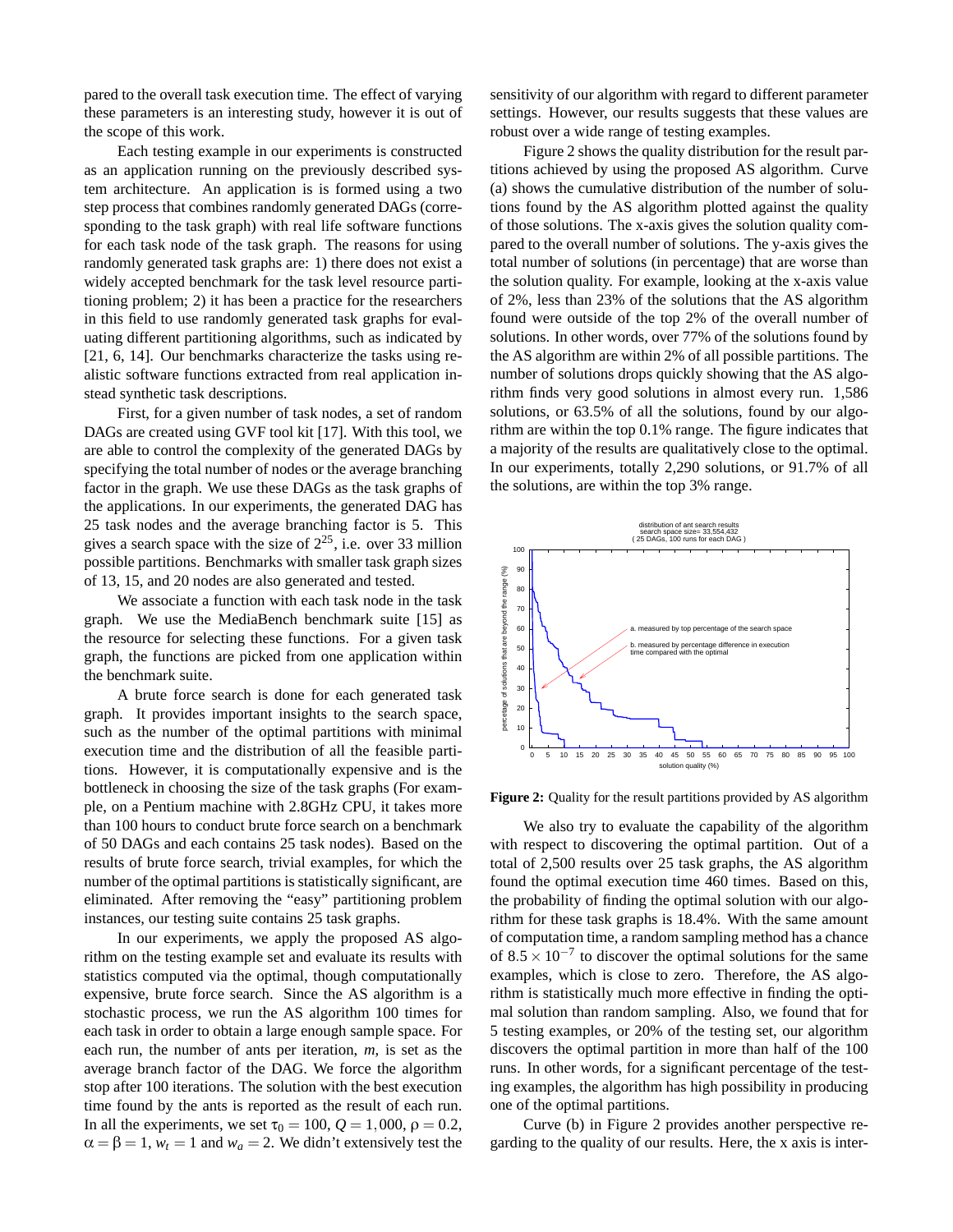pared to the overall task execution time. The effect of varying these parameters is an interesting study, however it is out of the scope of this work.

Each testing example in our experiments is constructed as an application running on the previously described system architecture. An application is is formed using a two step process that combines randomly generated DAGs (corresponding to the task graph) with real life software functions for each task node of the task graph. The reasons for using randomly generated task graphs are: 1) there does not exist a widely accepted benchmark for the task level resource partitioning problem; 2) it has been a practice for the researchers in this field to use randomly generated task graphs for evaluating different partitioning algorithms, such as indicated by [21, 6, 14]. Our benchmarks characterize the tasks using realistic software functions extracted from real application instead synthetic task descriptions.

First, for a given number of task nodes, a set of random DAGs are created using GVF tool kit [17]. With this tool, we are able to control the complexity of the generated DAGs by specifying the total number of nodes or the average branching factor in the graph. We use these DAGs as the task graphs of the applications. In our experiments, the generated DAG has 25 task nodes and the average branching factor is 5. This gives a search space with the size of $2^{25}$, i.e. over 33 million possible partitions. Benchmarks with smaller task graph sizes of 13, 15, and 20 nodes are also generated and tested.

We associate a function with each task node in the task graph. We use the MediaBench benchmark suite [15] as the resource for selecting these functions. For a given task graph, the functions are picked from one application within the benchmark suite.

A brute force search is done for each generated task graph. It provides important insights to the search space, such as the number of the optimal partitions with minimal execution time and the distribution of all the feasible partitions. However, it is computationally expensive and is the bottleneck in choosing the size of the task graphs (For example, on a Pentium machine with 2.8GHz CPU, it takes more than 100 hours to conduct brute force search on a benchmark of 50 DAGs and each contains 25 task nodes). Based on the results of brute force search, trivial examples, for which the number of the optimal partitions is statistically significant, are eliminated. After removing the "easy" partitioning problem instances, our testing suite contains 25 task graphs.

In our experiments, we apply the proposed AS algorithm on the testing example set and evaluate its results with statistics computed via the optimal, though computationally expensive, brute force search. Since the AS algorithm is a stochastic process, we run the AS algorithm 100 times for each task in order to obtain a large enough sample space. For each run, the number of ants per iteration, $m$, is set as the average branch factor of the DAG. We force the algorithm stop after 100 iterations. The solution with the best execution time found by the ants is reported as the result of each run. In all the experiments, we set $\tau_0 = 100$, $Q = 1,000$, $\rho = 0.2$, $\alpha = \beta = 1$, $w_t = 1$ and $w_a = 2$. We didn't extensively test the sensitivity of our algorithm with regard to different parameter settings. However, our results suggests that these values are robust over a wide range of testing examples.

Figure 2 shows the quality distribution for the result partitions achieved by using the proposed AS algorithm. Curve (a) shows the cumulative distribution of the number of solutions found by the AS algorithm plotted against the quality of those solutions. The x-axis gives the solution quality compared to the overall number of solutions. The y-axis gives the total number of solutions (in percentage) that are worse than the solution quality. For example, looking at the x-axis value of 2%, less than 23% of the solutions that the AS algorithm found were outside of the top 2% of the overall number of solutions. In other words, over 77% of the solutions found by the AS algorithm are within 2% of all possible partitions. The number of solutions drops quickly showing that the AS algorithm finds very good solutions in almost every run. 1,586 solutions, or 63.5% of all the solutions, found by our algorithm are within the top 0.1% range. The figure indicates that a majority of the results are qualitatively close to the optimal. In our experiments, totally 2,290 solutions, or 91.7% of all the solutions, are within the top 3% range.

**Figure 2:** Quality for the result partitions provided by AS algorithm

We also try to evaluate the capability of the algorithm with respect to discovering the optimal partition. Out of a total of 2,500 results over 25 task graphs, the AS algorithm found the optimal execution time 460 times. Based on this, the probability of finding the optimal solution with our algorithm for these task graphs is 18.4%. With the same amount of computation time, a random sampling method has a chance of $8.5 \times 10^{-7}$ to discover the optimal solutions for the same examples, which is close to zero. Therefore, the AS algorithm is statistically much more effective in finding the optimal solution than random sampling. Also, we found that for 5 testing examples, or 20% of the testing set, our algorithm discovers the optimal partition in more than half of the 100 runs. In other words, for a significant percentage of the testing examples, the algorithm has high possibility in producing one of the optimal partitions.

Curve (b) in Figure 2 provides another perspective regarding to the quality of our results. Here, the x axis is inter-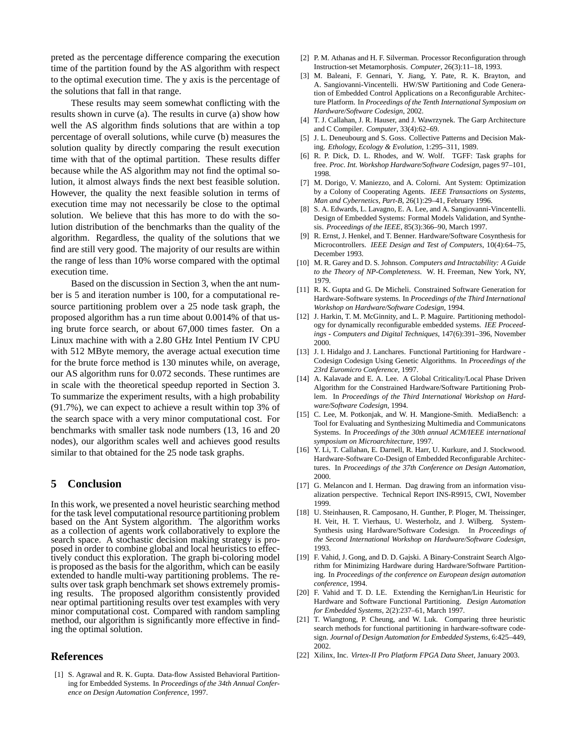preted as the percentage difference comparing the execution time of the partition found by the AS algorithm with respect to the optimal execution time. The y axis is the percentage of the solutions that fall in that range.

These results may seem somewhat conflicting with the results shown in curve (a). The results in curve (a) show how well the AS algorithm finds solutions that are within a top percentage of overall solutions, while curve (b) measures the solution quality by directly comparing the result execution time with that of the optimal partition. These results differ because while the AS algorithm may not find the optimal solution, it almost always finds the next best feasible solution. However, the quality the next feasible solution in terms of execution time may not necessarily be close to the optimal solution. We believe that this has more to do with the solution distribution of the benchmarks than the quality of the algorithm. Regardless, the quality of the solutions that we find are still very good. The majority of our results are within the range of less than 10% worse compared with the optimal execution time.

Based on the discussion in Section 3, when the ant number is 5 and iteration number is 100, for a computational resource partitioning problem over a 25 node task graph, the proposed algorithm has a run time about 0.0014% of that using brute force search, or about 67,000 times faster. On a Linux machine with with a 2.80 GHz Intel Pentium IV CPU with 512 MByte memory, the average actual execution time for the brute force method is 130 minutes while, on average, our AS algorithm runs for 0.072 seconds. These runtimes are in scale with the theoretical speedup reported in Section 3. To summarize the experiment results, with a high probability (91.7%), we can expect to achieve a result within top 3% of the search space with a very minor computational cost. For benchmarks with smaller task node numbers (13, 16 and 20 nodes), our algorithm scales well and achieves good results similar to that obtained for the 25 node task graphs.

## 5 Conclusion

In this work, we presented a novel heuristic searching method for the task level computational resource partitioning problem based on the Ant System algorithm. The algorithm works as a collection of agents work collaboratively to explore the search space. A stochastic decision making strategy is proposed in order to combine global and local heuristics to effectively conduct this exploration. The graph bi-coloring model is proposed as the basis for the algorithm, which can be easily extended to handle multi-way partitioning problems. The results over task graph benchmark set shows extremely promising results. The proposed algorithm consistently provided near optimal partitioning results over test examples with very minor computational cost. Compared with random sampling method, our algorithm is significantly more effective in finding the optimal solution.

## References

[1] S. Agrawal and R. K. Gupta. Data-flow Assisted Behavioral Partitioning for Embedded Systems. In *Proceedings of the 34th Annual Conference on Design Automation Conference*, 1997.

[2] P. M. Athanas and H. F. Silverman. Processor Reconfiguration through Instruction-set Metamorphosis. *Computer*, 26(3):11–18, 1993.

[3] M. Baleani, F. Gennari, Y. Jiang, Y. Pate, R. K. Brayton, and A. Sangiovanni-Vincentelli. HW/SW Partitioning and Code Generation of Embedded Control Applications on a Reconfigurable Architecture Platform. In *Proceedings of the Tenth International Symposium on Hardware/Software Codesign*, 2002.

[4] T. J. Callahan, J. R. Hauser, and J. Wawrzynek. The Garp Architecture and C Compiler. *Computer*, 33(4):62–69.

[5] J. L. Deneubourg and S. Goss. Collective Patterns and Decision Making. *Ethology, Ecology & Evolution*, 1:295–311, 1989.

[6] R. P. Dick, D. L. Rhodes, and W. Wolf. TGFF: Task graphs for free. *Proc. Int. Workshop Hardware/Software Codesign*, pages 97–101, 1998.

[7] M. Dorigo, V. Maniezzo, and A. Colorni. Ant System: Optimization by a Colony of Cooperating Agents. *IEEE Transactions on Systems, Man and Cybernetics, Part-B*, 26(1):29–41, February 1996.

[8] S. A. Edwards, L. Lavagno, E. A. Lee, and A. Sangiovanni-Vincentelli. Design of Embedded Systems: Formal Models Validation, and Synthesis. *Proceedings of the IEEE*, 85(3):366–90, March 1997.

[9] R. Ernst, J. Henkel, and T. Benner. Hardware/Software Cosynthesis for Microcontrollers. *IEEE Design and Test of Computers*, 10(4):64–75, December 1993.

[10] M. R. Garey and D. S. Johnson. *Computers and Intractability: A Guide to the Theory of NP-Completeness*. W. H. Freeman, New York, NY, 1979.

[11] R. K. Gupta and G. De Micheli. Constrained Software Generation for Hardware-Software systems. In *Proceedings of the Third International Workshop on Hardware/Software Codesign*, 1994.

[12] J. Harkin, T. M. McGinnity, and L. P. Maguire. Partitioning methodology for dynamically reconfigurable embedded systems. *IEE Proceedings - Computers and Digital Techniques*, 147(6):391–396, November 2000.

[13] J. I. Hidalgo and J. Lanchares. Functional Partitioning for Hardware - Codesign Codesign Using Genetic Algorithms. In *Proceedings of the 23rd Euromicro Conference*, 1997.

[14] A. Kalavade and E. A. Lee. A Global Criticality/Local Phase Driven Algorithm for the Constrained Hardware/Software Partitioning Problem. In *Proceedings of the Third International Workshop on Hardware/Software Codesign*, 1994.

[15] C. Lee, M. Potkonjak, and W. H. Mangione-Smith. MediaBench: a Tool for Evaluating and Synthesizing Multimedia and Communicatons Systems. In *Proceedings of the 30th annual ACM/IEEE international symposium on Microarchitecture*, 1997.

[16] Y. Li, T. Callahan, E. Darnell, R. Harr, U. Kurkure, and J. Stockwood. Hardware-Software Co-Design of Embedded Reconfigurable Architectures. In *Proceedings of the 37th Conference on Design Automation*, 2000.

[17] G. Melancon and I. Herman. Dag drawing from an information visualization perspective. Technical Report INS-R9915, CWI, November 1999.

[18] U. Steinhausen, R. Camposano, H. Gunther, P. Ploger, M. Theissinger, H. Veit, H. T. Vierhaus, U. Westerholz, and J. Wilberg. System-Synthesis using Hardware/Software Codesign. In *Proceedings of the Second International Workshop on Hardware/Software Codesign*, 1993.

[19] F. Vahid, J. Gong, and D. D. Gajski. A Binary-Constraint Search Algorithm for Minimizing Hardware during Hardware/Software Partitioning. In *Proceedings of the conference on European design automation conference*, 1994.

[20] F. Vahid and T. D. LE. Extending the Kernighan/Lin Heuristic for Hardware and Software Functional Partitioning. *Design Automation for Embedded Systems*, 2(2):237–61, March 1997.

[21] T. Wiangtong, P. Cheung, and W. Luk. Comparing three heuristic search methods for functional partitioning in hardware-software codesign. *Journal of Design Automation for Embedded Systems*, 6:425–449, 2002.

[22] Xilinx, Inc. *Virtex-II Pro Platform FPGA Data Sheet*, January 2003.